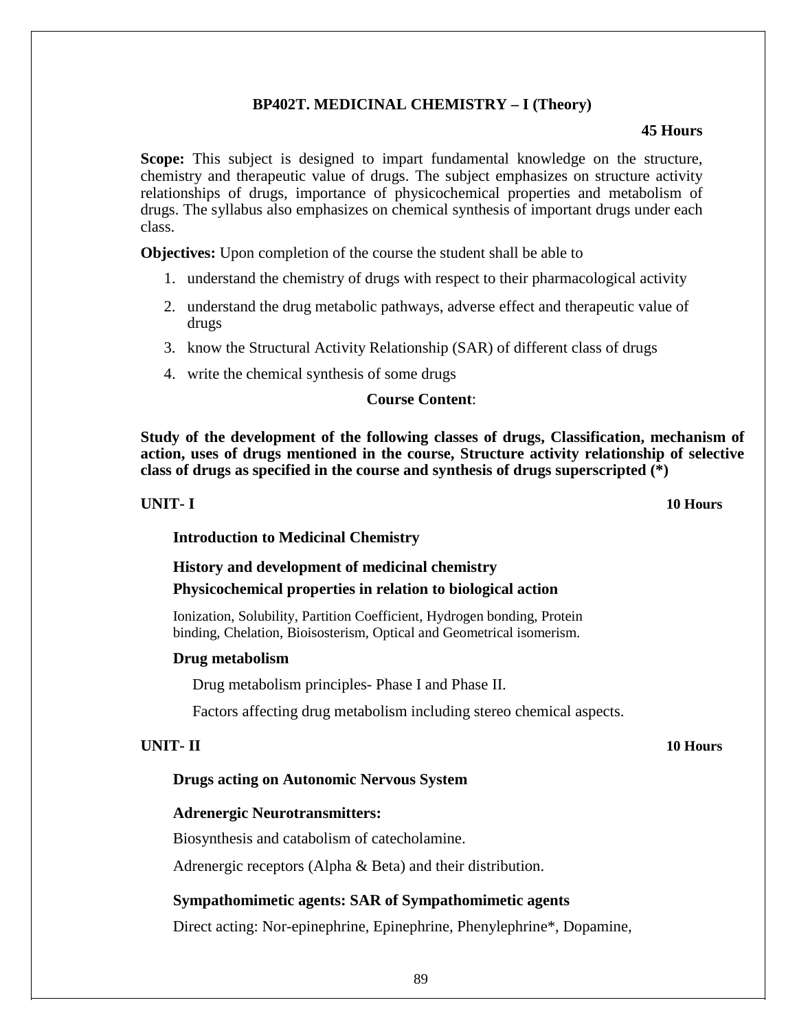# BP402T. MEDICINAL CHEMISTRY – I (Theory)

**45 Hours**

**Scope:** This subject is designed to impart fundamental knowledge on the structure, chemistry and therapeutic value of drugs. The subject emphasizes on structure activity relationships of drugs, importance of physicochemical properties and metabolism of drugs. The syllabus also emphasizes on chemical synthesis of important drugs under each class.

**Objectives:** Upon completion of the course the student shall be able to

1. understand the chemistry of drugs with respect to their pharmacological activity
2. understand the drug metabolic pathways, adverse effect and therapeutic value of drugs
3. know the Structural Activity Relationship (SAR) of different class of drugs
4. write the chemical synthesis of some drugs

## Course Content:

**Study of the development of the following classes of drugs, Classification, mechanism of action, uses of drugs mentioned in the course, Structure activity relationship of selective class of drugs as specified in the course and synthesis of drugs superscripted (*)**

## UNIT- I — 10 Hours

**Introduction to Medicinal Chemistry**

**History and development of medicinal chemistry**

**Physicochemical properties in relation to biological action**

Ionization, Solubility, Partition Coefficient, Hydrogen bonding, Protein binding, Chelation, Bioisosterism, Optical and Geometrical isomerism.

**Drug metabolism**

Drug metabolism principles- Phase I and Phase II.

Factors affecting drug metabolism including stereo chemical aspects.

## UNIT- II — 10 Hours

**Drugs acting on Autonomic Nervous System**

**Adrenergic Neurotransmitters:**

Biosynthesis and catabolism of catecholamine.

Adrenergic receptors (Alpha & Beta) and their distribution.

**Sympathomimetic agents: SAR of Sympathomimetic agents**

Direct acting: Nor-epinephrine, Epinephrine, Phenylephrine*, Dopamine,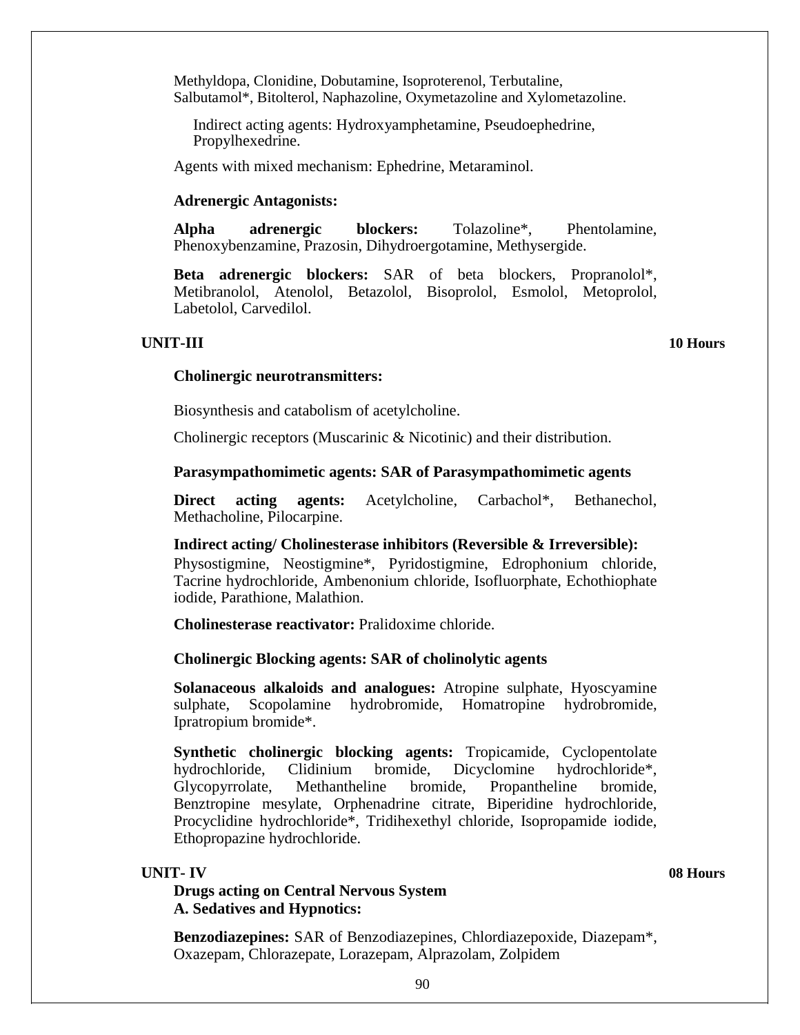Methyldopa, Clonidine, Dobutamine, Isoproterenol, Terbutaline, Salbutamol*, Bitolterol, Naphazoline, Oxymetazoline and Xylometazoline.

Indirect acting agents: Hydroxyamphetamine, Pseudoephedrine, Propylhexedrine.

Agents with mixed mechanism: Ephedrine, Metaraminol.

**Adrenergic Antagonists:**

**Alpha adrenergic blockers:** Tolazoline*, Phentolamine, Phenoxybenzamine, Prazosin, Dihydroergotamine, Methysergide.

**Beta adrenergic blockers:** SAR of beta blockers, Propranolol*, Metibranolol, Atenolol, Betazolol, Bisoprolol, Esmolol, Metoprolol, Labetolol, Carvedilol.

## UNIT-III — 10 Hours

**Cholinergic neurotransmitters:**

Biosynthesis and catabolism of acetylcholine.

Cholinergic receptors (Muscarinic & Nicotinic) and their distribution.

**Parasympathomimetic agents: SAR of Parasympathomimetic agents**

**Direct acting agents:** Acetylcholine, Carbachol*, Bethanechol, Methacholine, Pilocarpine.

**Indirect acting/ Cholinesterase inhibitors (Reversible & Irreversible):** Physostigmine, Neostigmine*, Pyridostigmine, Edrophonium chloride, Tacrine hydrochloride, Ambenonium chloride, Isofluorphate, Echothiophate iodide, Parathione, Malathion.

**Cholinesterase reactivator:** Pralidoxime chloride.

**Cholinergic Blocking agents: SAR of cholinolytic agents**

**Solanaceous alkaloids and analogues:** Atropine sulphate, Hyoscyamine sulphate, Scopolamine hydrobromide, Homatropine hydrobromide, Ipratropium bromide*.

**Synthetic cholinergic blocking agents:** Tropicamide, Cyclopentolate hydrochloride, Clidinium bromide, Dicyclomine hydrochloride*, Glycopyrrolate, Methantheline bromide, Propantheline bromide, Benztropine mesylate, Orphenadrine citrate, Biperidine hydrochloride, Procyclidine hydrochloride*, Tridihexethyl chloride, Isopropamide iodide, Ethopropazine hydrochloride.

## UNIT- IV — 08 Hours

**Drugs acting on Central Nervous System**

**A. Sedatives and Hypnotics:**

**Benzodiazepines:** SAR of Benzodiazepines, Chlordiazepoxide, Diazepam*, Oxazepam, Chlorazepate, Lorazepam, Alprazolam, Zolpidem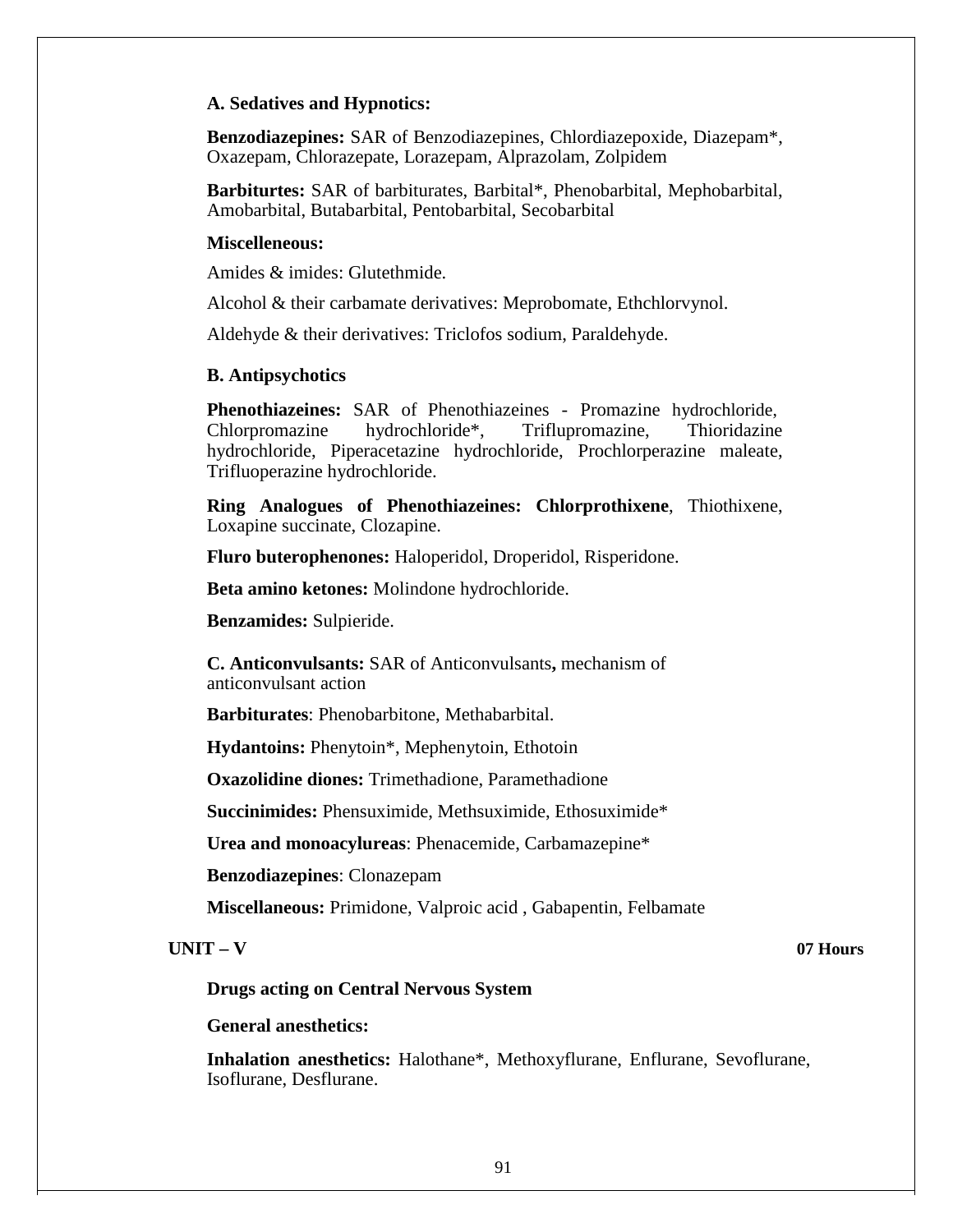**A. Sedatives and Hypnotics:**

**Benzodiazepines:** SAR of Benzodiazepines, Chlordiazepoxide, Diazepam*, Oxazepam, Chlorazepate, Lorazepam, Alprazolam, Zolpidem

**Barbiturtes:** SAR of barbiturates, Barbital*, Phenobarbital, Mephobarbital, Amobarbital, Butabarbital, Pentobarbital, Secobarbital

**Miscelleneous:**

Amides & imides: Glutethmide.

Alcohol & their carbamate derivatives: Meprobomate, Ethchlorvynol.

Aldehyde & their derivatives: Triclofos sodium, Paraldehyde.

**B. Antipsychotics**

**Phenothiazeines:** SAR of Phenothiazeines - Promazine hydrochloride, Chlorpromazine hydrochloride*, Triflupromazine, Thioridazine hydrochloride, Piperacetazine hydrochloride, Prochlorperazine maleate, Trifluoperazine hydrochloride.

**Ring Analogues of Phenothiazeines: Chlorprothixene**, Thiothixene, Loxapine succinate, Clozapine.

**Fluro buterophenones:** Haloperidol, Droperidol, Risperidone.

**Beta amino ketones:** Molindone hydrochloride.

**Benzamides:** Sulpieride.

**C. Anticonvulsants:** SAR of Anticonvulsants**,** mechanism of anticonvulsant action

**Barbiturates**: Phenobarbitone, Methabarbital.

**Hydantoins:** Phenytoin*, Mephenytoin, Ethotoin

**Oxazolidine diones:** Trimethadione, Paramethadione

**Succinimides:** Phensuximide, Methsuximide, Ethosuximide*

**Urea and monoacylureas**: Phenacemide, Carbamazepine*

**Benzodiazepines**: Clonazepam

**Miscellaneous:** Primidone, Valproic acid , Gabapentin, Felbamate

## UNIT – V 07 Hours

**Drugs acting on Central Nervous System**

**General anesthetics:**

**Inhalation anesthetics:** Halothane*, Methoxyflurane, Enflurane, Sevoflurane, Isoflurane, Desflurane.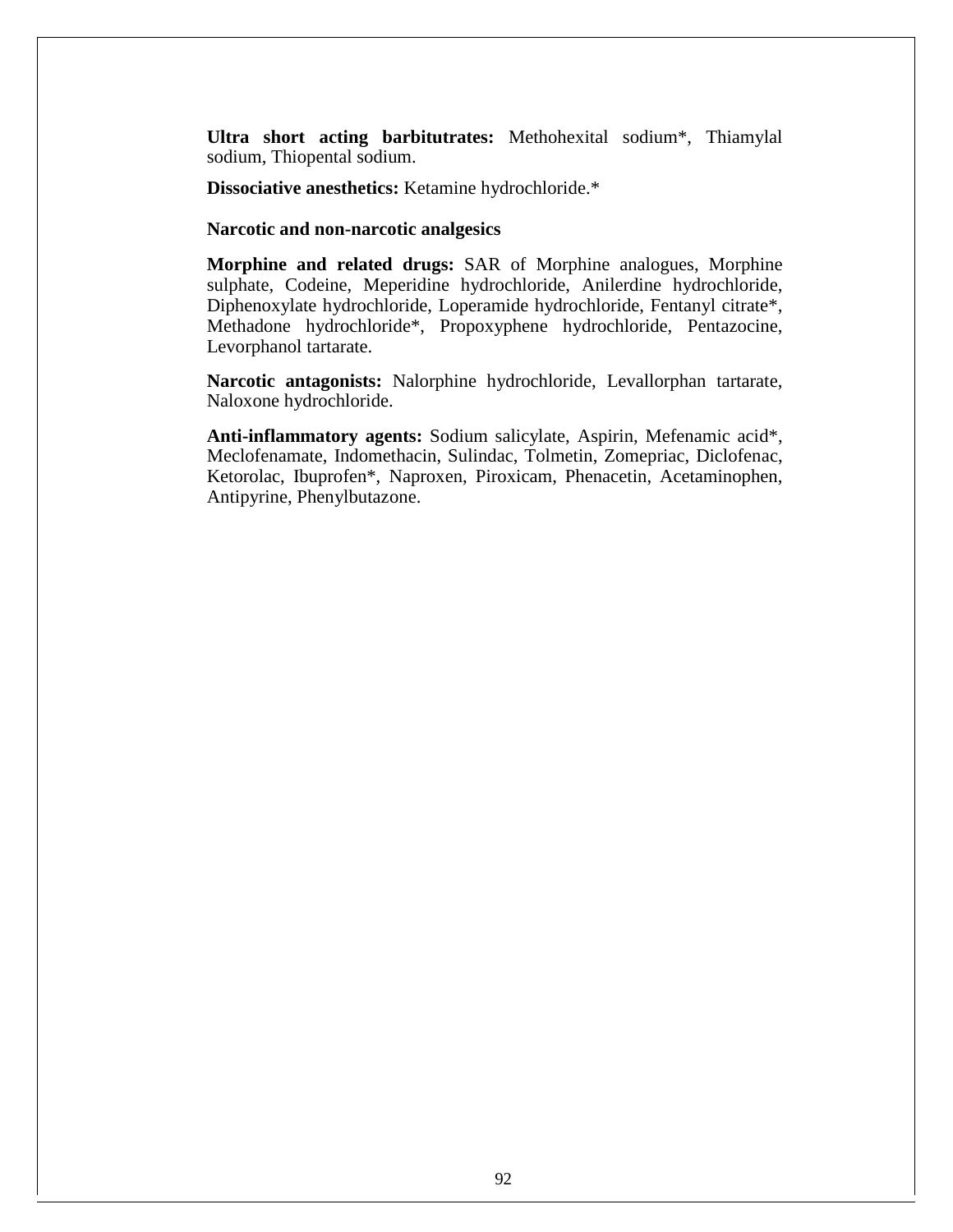**Ultra short acting barbitutrates:** Methohexital sodium*, Thiamylal sodium, Thiopental sodium.

**Dissociative anesthetics:** Ketamine hydrochloride.*

**Narcotic and non-narcotic analgesics**

**Morphine and related drugs:** SAR of Morphine analogues, Morphine sulphate, Codeine, Meperidine hydrochloride, Anilerdine hydrochloride, Diphenoxylate hydrochloride, Loperamide hydrochloride, Fentanyl citrate*, Methadone hydrochloride*, Propoxyphene hydrochloride, Pentazocine, Levorphanol tartarate.

**Narcotic antagonists:** Nalorphine hydrochloride, Levallorphan tartarate, Naloxone hydrochloride.

**Anti-inflammatory agents:** Sodium salicylate, Aspirin, Mefenamic acid*, Meclofenamate, Indomethacin, Sulindac, Tolmetin, Zomepriac, Diclofenac, Ketorolac, Ibuprofen*, Naproxen, Piroxicam, Phenacetin, Acetaminophen, Antipyrine, Phenylbutazone.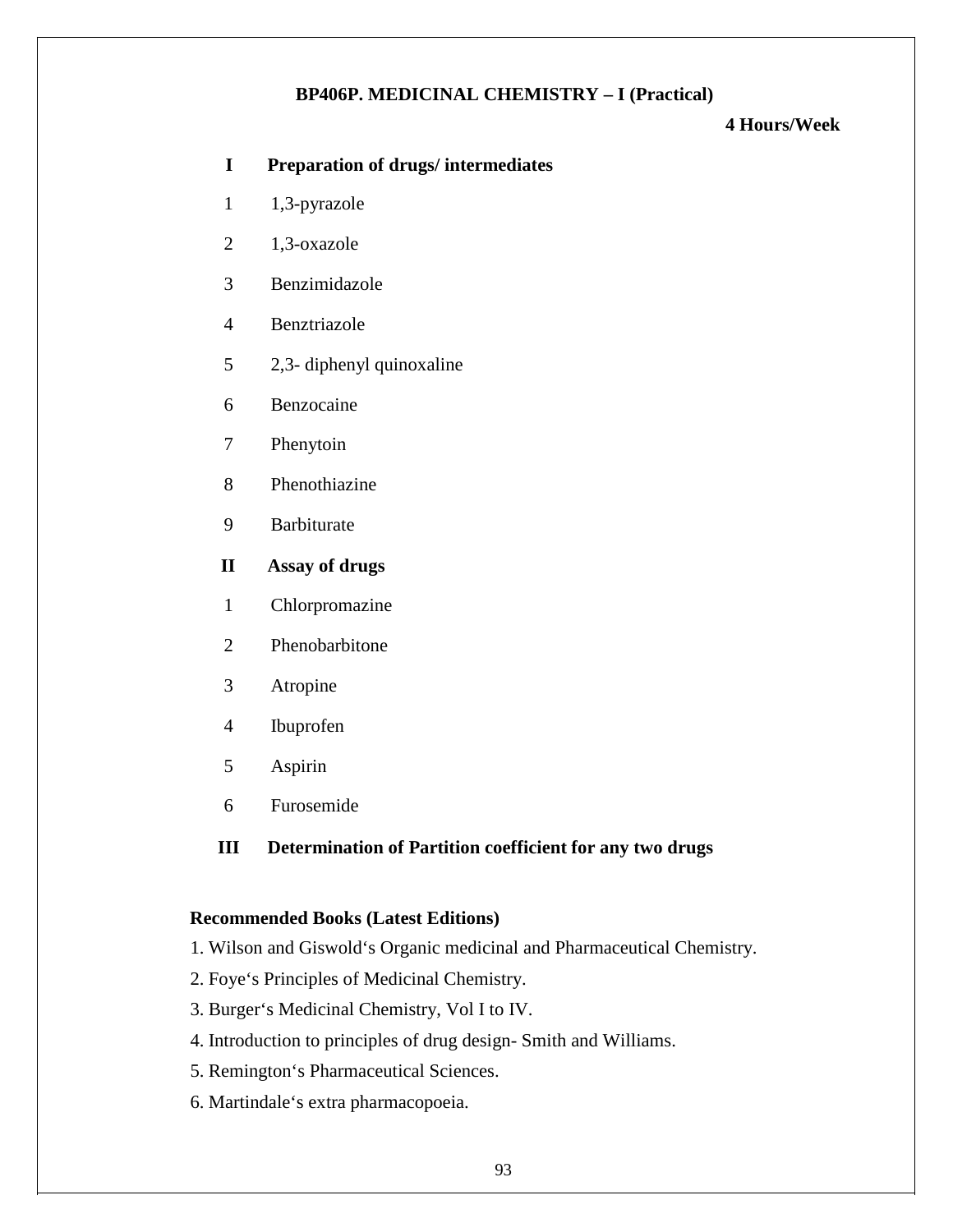## BP406P. MEDICINAL CHEMISTRY – I (Practical)

**4 Hours/Week**

**I Preparation of drugs/ intermediates**

1. 1,3-pyrazole
2. 1,3-oxazole
3. Benzimidazole
4. Benztriazole
5. 2,3- diphenyl quinoxaline
6. Benzocaine
7. Phenytoin
8. Phenothiazine
9. Barbiturate

**II Assay of drugs**

1. Chlorpromazine
2. Phenobarbitone
3. Atropine
4. Ibuprofen
5. Aspirin
6. Furosemide

**III Determination of Partition coefficient for any two drugs**

**Recommended Books (Latest Editions)**

1. Wilson and Giswold's Organic medicinal and Pharmaceutical Chemistry.
2. Foye's Principles of Medicinal Chemistry.
3. Burger's Medicinal Chemistry, Vol I to IV.
4. Introduction to principles of drug design- Smith and Williams.
5. Remington's Pharmaceutical Sciences.
6. Martindale's extra pharmacopoeia.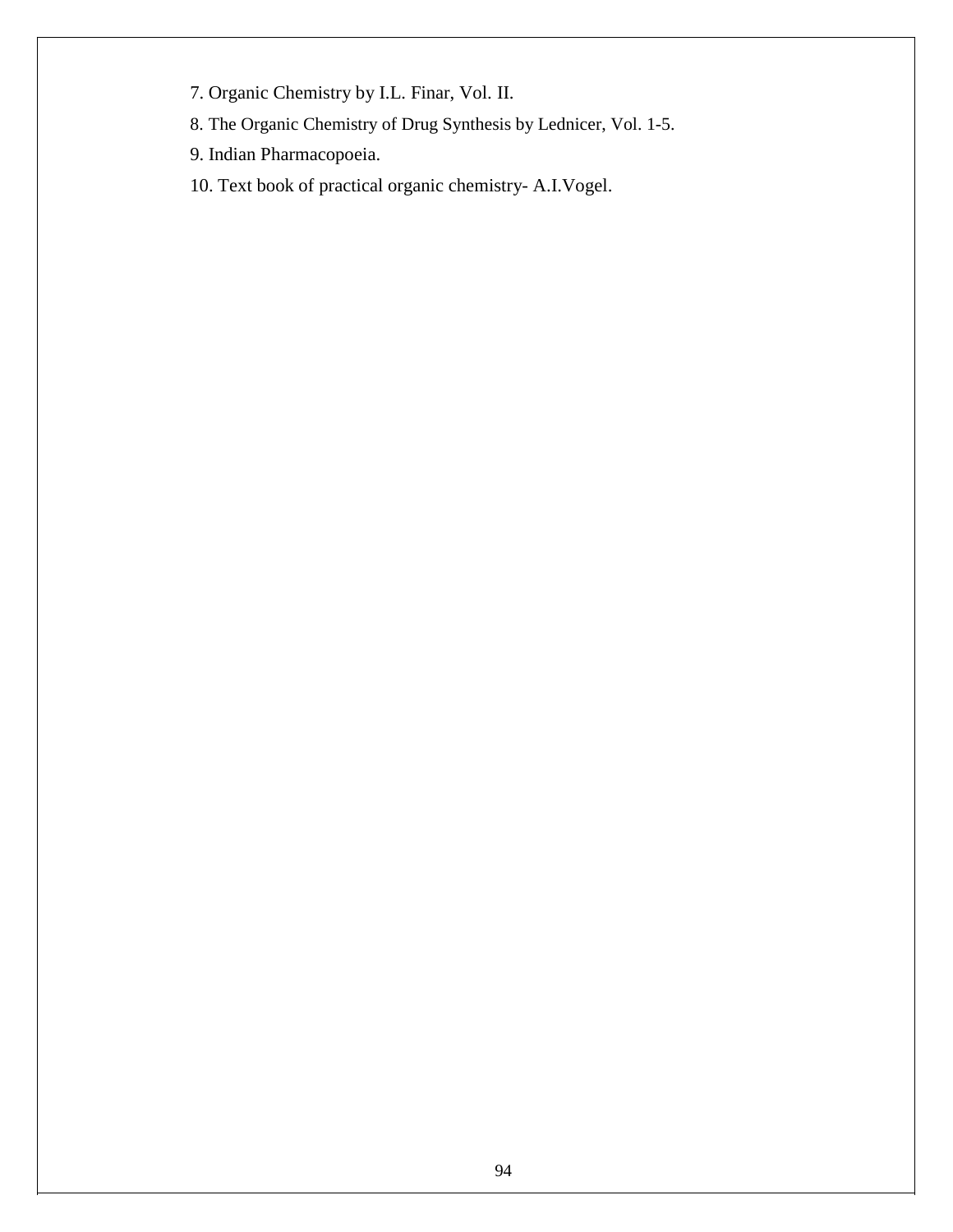7. Organic Chemistry by I.L. Finar, Vol. II.
8. The Organic Chemistry of Drug Synthesis by Lednicer, Vol. 1-5.
9. Indian Pharmacopoeia.
10. Text book of practical organic chemistry- A.I.Vogel.